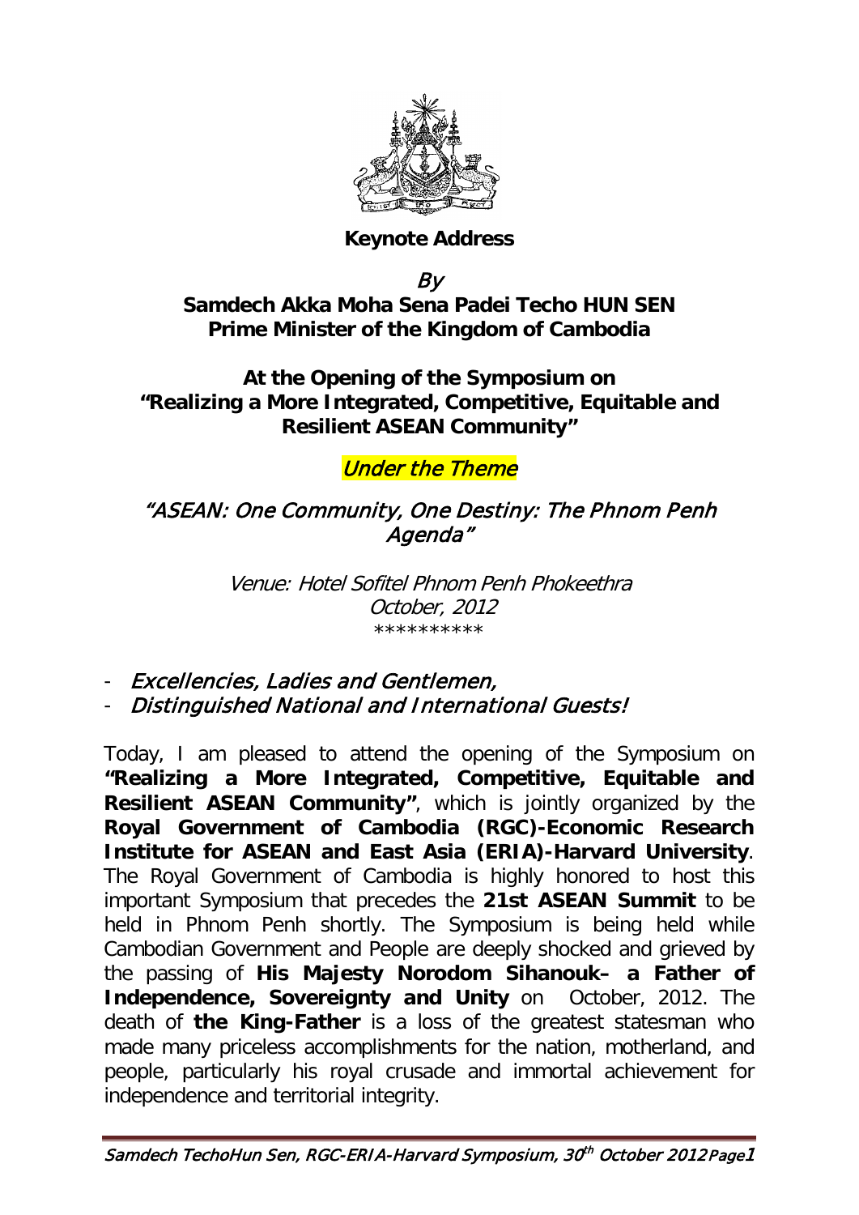**Keynote Address**

*By*

**Samdech Akka Moha Sena Padei Techo HUN SEN**
**Prime Minister of the Kingdom of Cambodia**

**At the Opening of the Symposium on**
**"Realizing a More Integrated, Competitive, Equitable and Resilient ASEAN Community"**

*Under the Theme*

*"ASEAN: One Community, One Destiny: The Phnom Penh Agenda"*

*Venue: Hotel Sofitel Phnom Penh Phokeethra*
*October, 2012*
**********

- *Excellencies, Ladies and Gentlemen,*
- *Distinguished National and International Guests!*

Today, I am pleased to attend the opening of the Symposium on **"Realizing a More Integrated, Competitive, Equitable and Resilient ASEAN Community"**, which is jointly organized by the **Royal Government of Cambodia (RGC)-Economic Research Institute for ASEAN and East Asia (ERIA)-Harvard University**. The Royal Government of Cambodia is highly honored to host this important Symposium that precedes the **21st ASEAN Summit** to be held in Phnom Penh shortly. The Symposium is being held while Cambodian Government and People are deeply shocked and grieved by the passing of **His Majesty Norodom Sihanouk– a Father of Independence, Sovereignty and Unity** on October, 2012. The death of **the King-Father** is a loss of the greatest statesman who made many priceless accomplishments for the nation, motherland, and people, particularly his royal crusade and immortal achievement for independence and territorial integrity.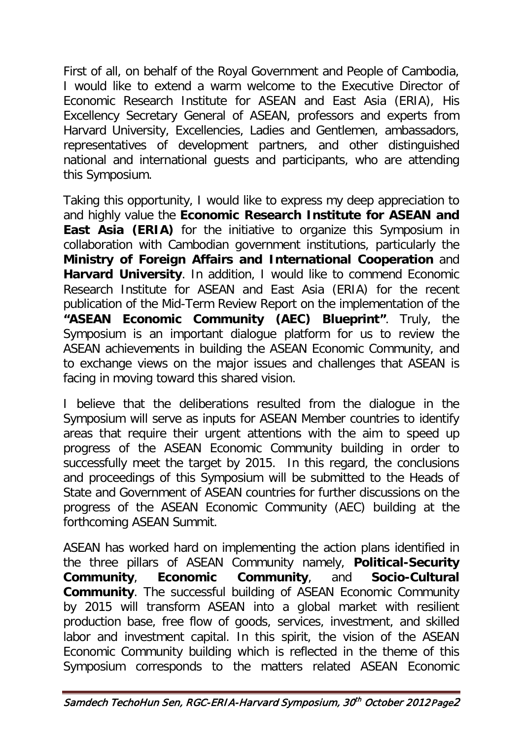First of all, on behalf of the Royal Government and People of Cambodia, I would like to extend a warm welcome to the Executive Director of Economic Research Institute for ASEAN and East Asia (ERIA), His Excellency Secretary General of ASEAN, professors and experts from Harvard University, Excellencies, Ladies and Gentlemen, ambassadors, representatives of development partners, and other distinguished national and international guests and participants, who are attending this Symposium.

Taking this opportunity, I would like to express my deep appreciation to and highly value the **Economic Research Institute for ASEAN and East Asia (ERIA)** for the initiative to organize this Symposium in collaboration with Cambodian government institutions, particularly the **Ministry of Foreign Affairs and International Cooperation** and **Harvard University**. In addition, I would like to commend Economic Research Institute for ASEAN and East Asia (ERIA) for the recent publication of the Mid-Term Review Report on the implementation of the **"ASEAN Economic Community (AEC) Blueprint"**. Truly, the Symposium is an important dialogue platform for us to review the ASEAN achievements in building the ASEAN Economic Community, and to exchange views on the major issues and challenges that ASEAN is facing in moving toward this shared vision.

I believe that the deliberations resulted from the dialogue in the Symposium will serve as inputs for ASEAN Member countries to identify areas that require their urgent attentions with the aim to speed up progress of the ASEAN Economic Community building in order to successfully meet the target by 2015. In this regard, the conclusions and proceedings of this Symposium will be submitted to the Heads of State and Government of ASEAN countries for further discussions on the progress of the ASEAN Economic Community (AEC) building at the forthcoming ASEAN Summit.

ASEAN has worked hard on implementing the action plans identified in the three pillars of ASEAN Community namely, **Political-Security Community**, **Economic Community**, and **Socio-Cultural Community**. The successful building of ASEAN Economic Community by 2015 will transform ASEAN into a global market with resilient production base, free flow of goods, services, investment, and skilled labor and investment capital. In this spirit, the vision of the ASEAN Economic Community building which is reflected in the theme of this Symposium corresponds to the matters related ASEAN Economic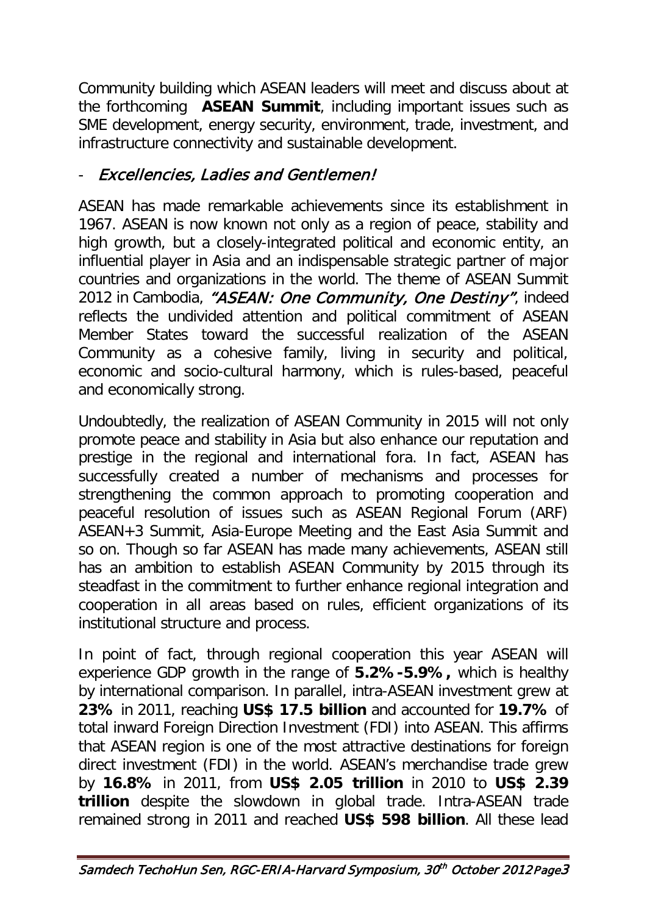Community building which ASEAN leaders will meet and discuss about at the forthcoming **ASEAN Summit**, including important issues such as SME development, energy security, environment, trade, investment, and infrastructure connectivity and sustainable development.

- *Excellencies, Ladies and Gentlemen!*

ASEAN has made remarkable achievements since its establishment in 1967. ASEAN is now known not only as a region of peace, stability and high growth, but a closely-integrated political and economic entity, an influential player in Asia and an indispensable strategic partner of major countries and organizations in the world. The theme of ASEAN Summit 2012 in Cambodia, *"ASEAN: One Community, One Destiny"*, indeed reflects the undivided attention and political commitment of ASEAN Member States toward the successful realization of the ASEAN Community as a cohesive family, living in security and political, economic and socio-cultural harmony, which is rules-based, peaceful and economically strong.

Undoubtedly, the realization of ASEAN Community in 2015 will not only promote peace and stability in Asia but also enhance our reputation and prestige in the regional and international fora. In fact, ASEAN has successfully created a number of mechanisms and processes for strengthening the common approach to promoting cooperation and peaceful resolution of issues such as ASEAN Regional Forum (ARF) ASEAN+3 Summit, Asia-Europe Meeting and the East Asia Summit and so on. Though so far ASEAN has made many achievements, ASEAN still has an ambition to establish ASEAN Community by 2015 through its steadfast in the commitment to further enhance regional integration and cooperation in all areas based on rules, efficient organizations of its institutional structure and process.

In point of fact, through regional cooperation this year ASEAN will experience GDP growth in the range of **5.2%-5.9%,** which is healthy by international comparison. In parallel, intra-ASEAN investment grew at **23%** in 2011, reaching **US$ 17.5 billion** and accounted for **19.7%** of total inward Foreign Direction Investment (FDI) into ASEAN. This affirms that ASEAN region is one of the most attractive destinations for foreign direct investment (FDI) in the world. ASEAN's merchandise trade grew by **16.8%** in 2011, from **US$ 2.05 trillion** in 2010 to **US$ 2.39 trillion** despite the slowdown in global trade. Intra-ASEAN trade remained strong in 2011 and reached **US$ 598 billion**. All these lead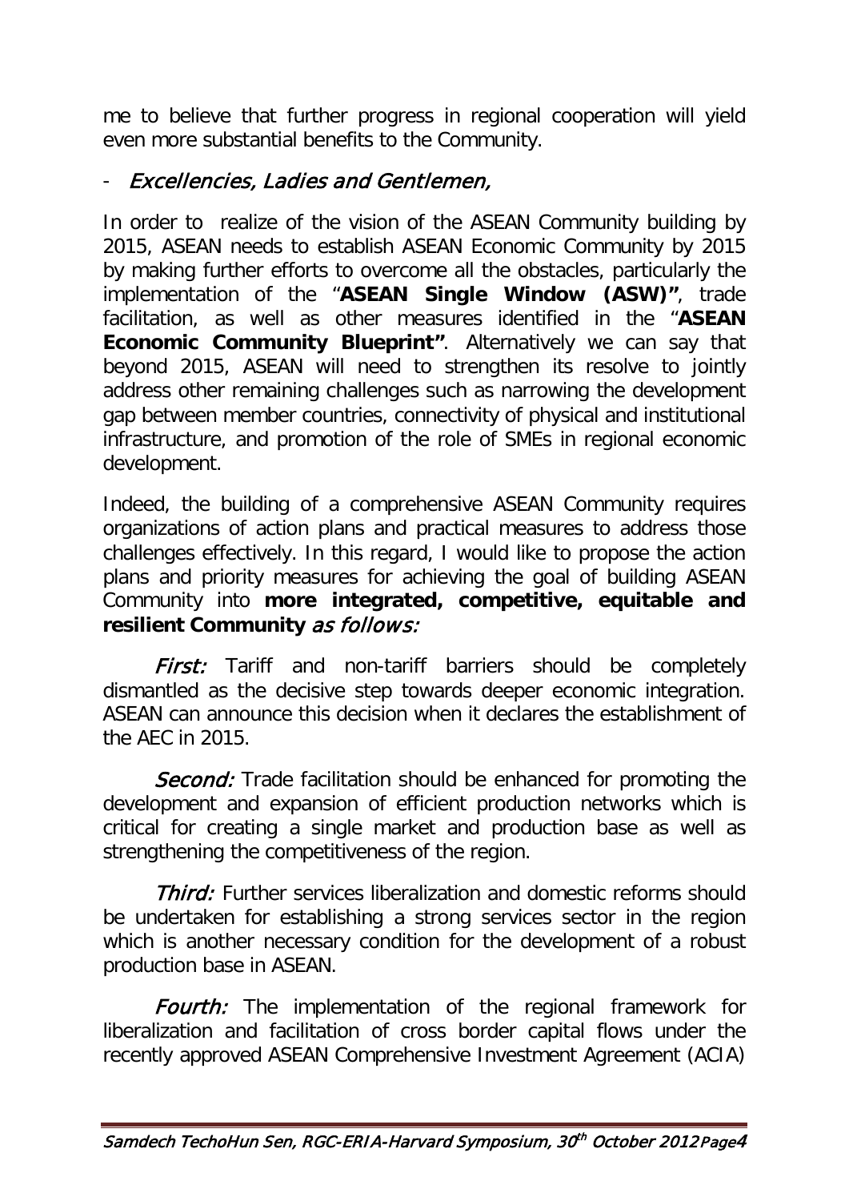me to believe that further progress in regional cooperation will yield even more substantial benefits to the Community.

- *Excellencies, Ladies and Gentlemen,*

In order to realize of the vision of the ASEAN Community building by 2015, ASEAN needs to establish ASEAN Economic Community by 2015 by making further efforts to overcome all the obstacles, particularly the implementation of the "**ASEAN Single Window (ASW)"**, trade facilitation, as well as other measures identified in the "**ASEAN Economic Community Blueprint"**. Alternatively we can say that beyond 2015, ASEAN will need to strengthen its resolve to jointly address other remaining challenges such as narrowing the development gap between member countries, connectivity of physical and institutional infrastructure, and promotion of the role of SMEs in regional economic development.

Indeed, the building of a comprehensive ASEAN Community requires organizations of action plans and practical measures to address those challenges effectively. In this regard, I would like to propose the action plans and priority measures for achieving the goal of building ASEAN Community into **more integrated, competitive, equitable and resilient Community** *as follows:*

*First:* Tariff and non-tariff barriers should be completely dismantled as the decisive step towards deeper economic integration. ASEAN can announce this decision when it declares the establishment of the AEC in 2015.

*Second:* Trade facilitation should be enhanced for promoting the development and expansion of efficient production networks which is critical for creating a single market and production base as well as strengthening the competitiveness of the region.

*Third:* Further services liberalization and domestic reforms should be undertaken for establishing a strong services sector in the region which is another necessary condition for the development of a robust production base in ASEAN.

*Fourth:* The implementation of the regional framework for liberalization and facilitation of cross border capital flows under the recently approved ASEAN Comprehensive Investment Agreement (ACIA)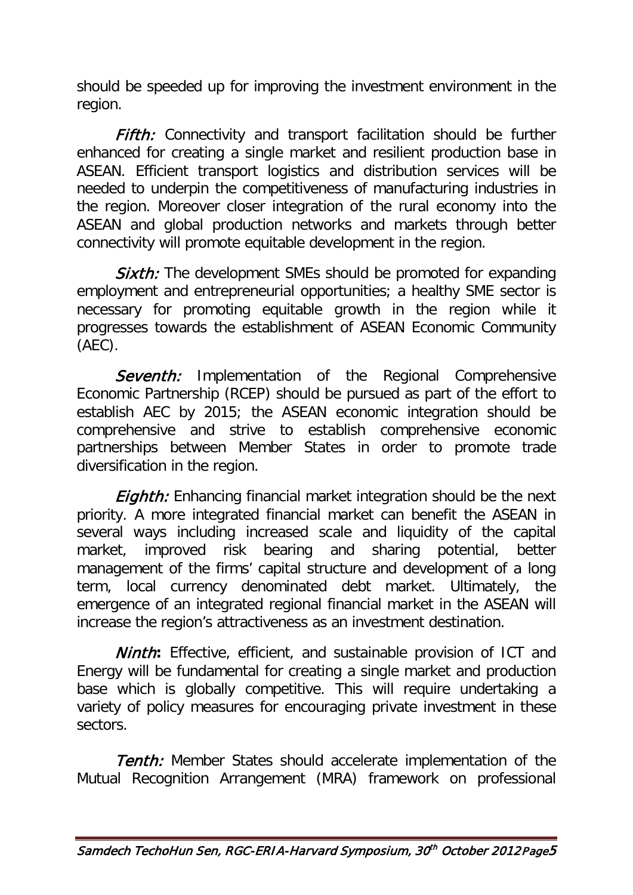should be speeded up for improving the investment environment in the region.

*Fifth:* Connectivity and transport facilitation should be further enhanced for creating a single market and resilient production base in ASEAN. Efficient transport logistics and distribution services will be needed to underpin the competitiveness of manufacturing industries in the region. Moreover closer integration of the rural economy into the ASEAN and global production networks and markets through better connectivity will promote equitable development in the region.

*Sixth:* The development SMEs should be promoted for expanding employment and entrepreneurial opportunities; a healthy SME sector is necessary for promoting equitable growth in the region while it progresses towards the establishment of ASEAN Economic Community (AEC).

*Seventh:* Implementation of the Regional Comprehensive Economic Partnership (RCEP) should be pursued as part of the effort to establish AEC by 2015; the ASEAN economic integration should be comprehensive and strive to establish comprehensive economic partnerships between Member States in order to promote trade diversification in the region.

*Eighth:* Enhancing financial market integration should be the next priority. A more integrated financial market can benefit the ASEAN in several ways including increased scale and liquidity of the capital market, improved risk bearing and sharing potential, better management of the firms' capital structure and development of a long term, local currency denominated debt market. Ultimately, the emergence of an integrated regional financial market in the ASEAN will increase the region's attractiveness as an investment destination.

*Ninth***:** Effective, efficient, and sustainable provision of ICT and Energy will be fundamental for creating a single market and production base which is globally competitive. This will require undertaking a variety of policy measures for encouraging private investment in these sectors.

*Tenth:* Member States should accelerate implementation of the Mutual Recognition Arrangement (MRA) framework on professional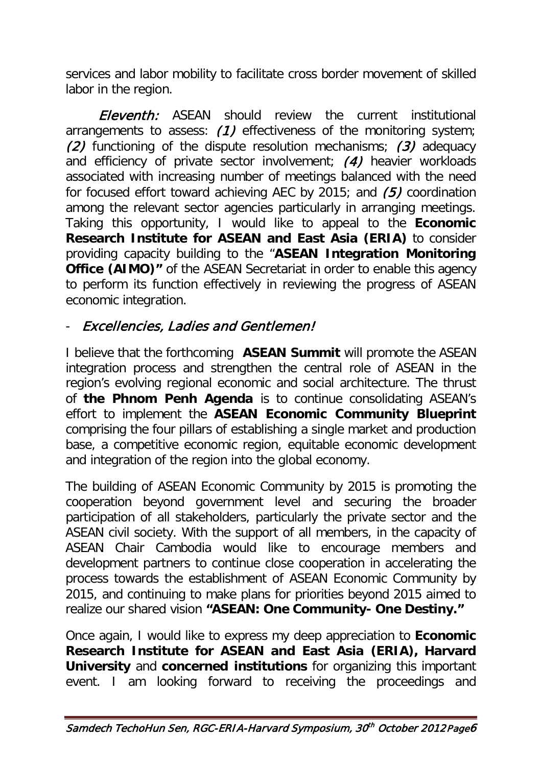services and labor mobility to facilitate cross border movement of skilled labor in the region.

*Eleventh:* ASEAN should review the current institutional arrangements to assess: *(1)* effectiveness of the monitoring system; *(2)* functioning of the dispute resolution mechanisms; *(3)* adequacy and efficiency of private sector involvement; *(4)* heavier workloads associated with increasing number of meetings balanced with the need for focused effort toward achieving AEC by 2015; and *(5)* coordination among the relevant sector agencies particularly in arranging meetings. Taking this opportunity, I would like to appeal to the **Economic Research Institute for ASEAN and East Asia (ERIA)** to consider providing capacity building to the "**ASEAN Integration Monitoring Office (AIMO)"** of the ASEAN Secretariat in order to enable this agency to perform its function effectively in reviewing the progress of ASEAN economic integration.

- *Excellencies, Ladies and Gentlemen!*

I believe that the forthcoming **ASEAN Summit** will promote the ASEAN integration process and strengthen the central role of ASEAN in the region's evolving regional economic and social architecture. The thrust of **the Phnom Penh Agenda** is to continue consolidating ASEAN's effort to implement the **ASEAN Economic Community Blueprint** comprising the four pillars of establishing a single market and production base, a competitive economic region, equitable economic development and integration of the region into the global economy.

The building of ASEAN Economic Community by 2015 is promoting the cooperation beyond government level and securing the broader participation of all stakeholders, particularly the private sector and the ASEAN civil society. With the support of all members, in the capacity of ASEAN Chair Cambodia would like to encourage members and development partners to continue close cooperation in accelerating the process towards the establishment of ASEAN Economic Community by 2015, and continuing to make plans for priorities beyond 2015 aimed to realize our shared vision **"ASEAN: One Community- One Destiny."**

Once again, I would like to express my deep appreciation to **Economic Research Institute for ASEAN and East Asia (ERIA), Harvard University** and **concerned institutions** for organizing this important event. I am looking forward to receiving the proceedings and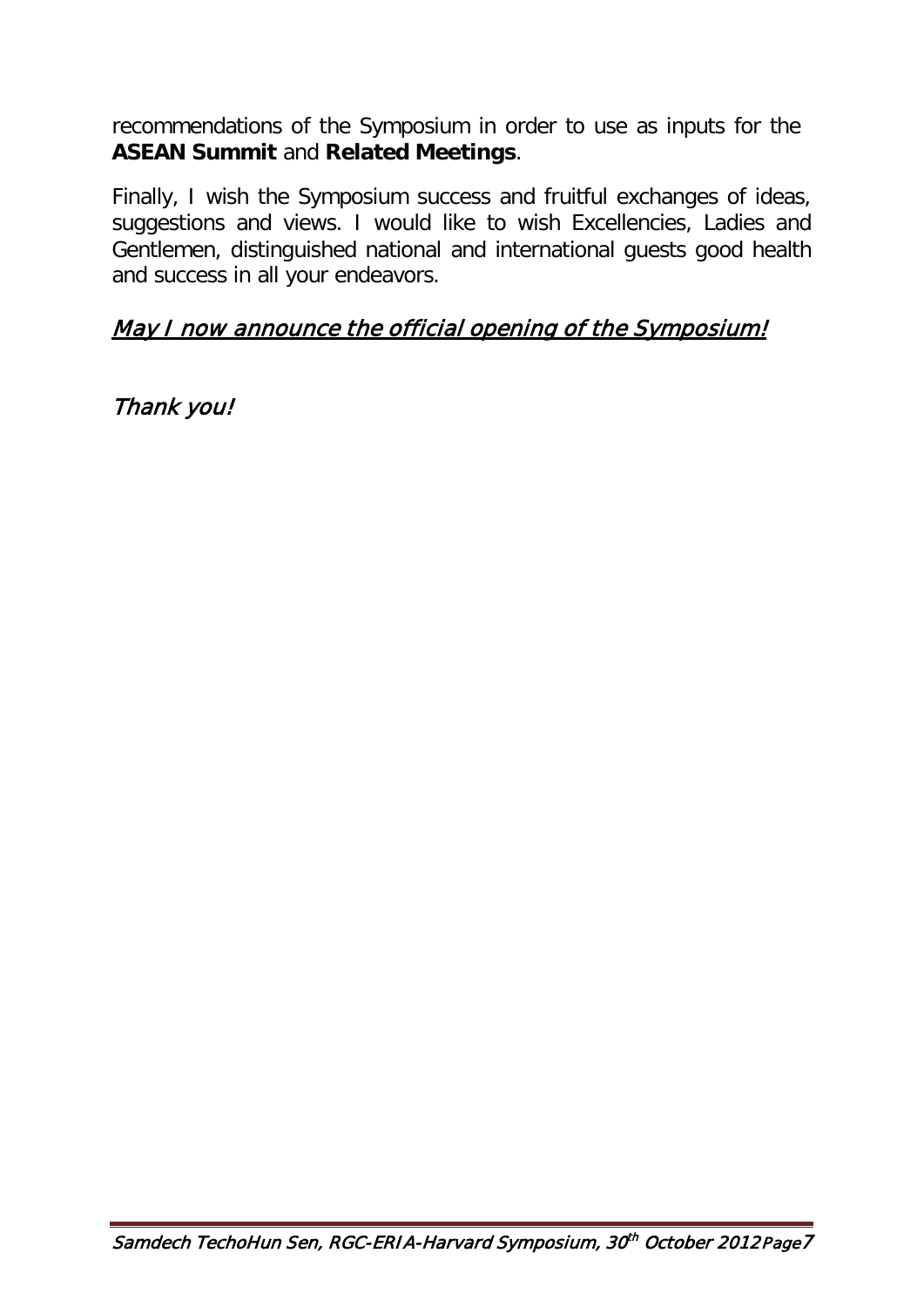recommendations of the Symposium in order to use as inputs for the **ASEAN Summit** and **Related Meetings**.

Finally, I wish the Symposium success and fruitful exchanges of ideas, suggestions and views. I would like to wish Excellencies, Ladies and Gentlemen, distinguished national and international guests good health and success in all your endeavors.

*<u>May I now announce the official opening of the Symposium!</u>*

*Thank you!*